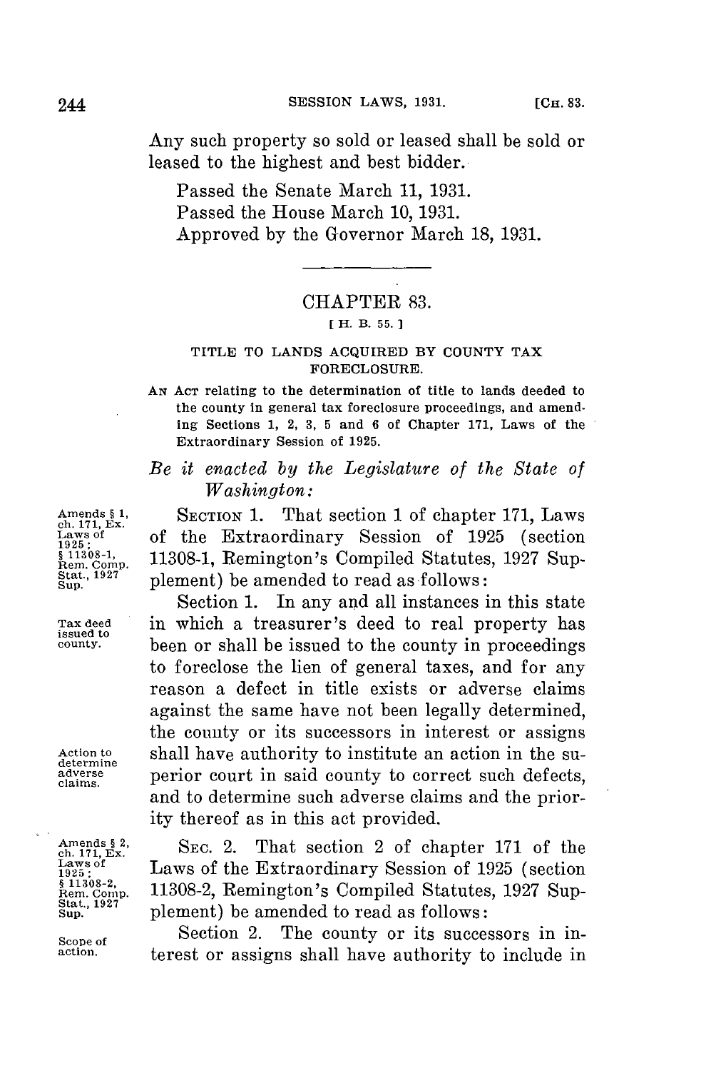Any such property so sold or leased shall be sold or leased to the highest and best bidder.

Passed the Senate March 11, 1931.
Passed the House March 10, 1931.
Approved by the Governor March 18, 1931.

## CHAPTER 83.

[H. B. 55.]

### TITLE TO LANDS ACQUIRED BY COUNTY TAX FORECLOSURE.

AN ACT relating to the determination of title to lands deeded to the county in general tax foreclosure proceedings, and amending Sections 1, 2, 3, 5 and 6 of Chapter 171, Laws of the Extraordinary Session of 1925.

*Be it enacted by the Legislature of the State of Washington:*

Amends § 1, ch. 171, Ex. Laws of 1925; § 11308-1, Rem. Comp. Stat., 1927 Sup.

SECTION 1. That section 1 of chapter 171, Laws of the Extraordinary Session of 1925 (section 11308-1, Remington's Compiled Statutes, 1927 Supplement) be amended to read as follows:

Tax deed issued to county.

Section 1. In any and all instances in this state in which a treasurer's deed to real property has been or shall be issued to the county in proceedings to foreclose the lien of general taxes, and for any reason a defect in title exists or adverse claims against the same have not been legally determined, the county or its successors in interest or assigns shall have authority to institute an action in the superior court in said county to correct such defects, and to determine such adverse claims and the priority thereof as in this act provided.

Action to determine adverse claims.

Amends § 2, ch. 171, Ex. Laws of 1925; § 11308-2, Rem. Comp. Stat., 1927 Sup.

SEC. 2. That section 2 of chapter 171 of the Laws of the Extraordinary Session of 1925 (section 11308-2, Remington's Compiled Statutes, 1927 Supplement) be amended to read as follows:

Scope of action.

Section 2. The county or its successors in interest or assigns shall have authority to include in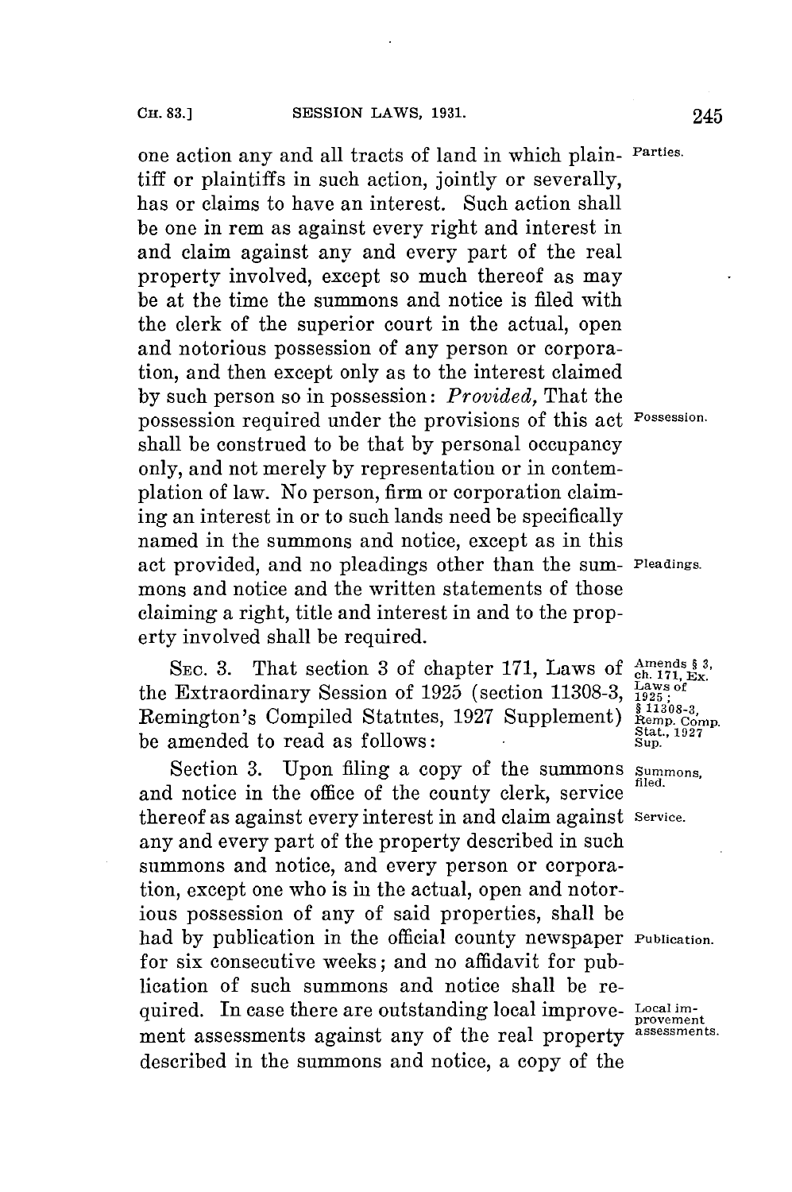one action any and all tracts of land in which plaintiff or plaintiffs in such action, jointly or severally, has or claims to have an interest. Such action shall be one in rem as against every right and interest in and claim against any and every part of the real property involved, except so much thereof as may be at the time the summons and notice is filed with the clerk of the superior court in the actual, open and notorious possession of any person or corporation, and then except only as to the interest claimed by such person so in possession: *Provided,* That the possession required under the provisions of this act shall be construed to be that by personal occupancy only, and not merely by representation or in contemplation of law. No person, firm or corporation claiming an interest in or to such lands need be specifically named in the summons and notice, except as in this act provided, and no pleadings other than the summons and notice and the written statements of those claiming a right, title and interest in and to the property involved shall be required.

Parties.

Possession.

Pleadings.

SEC. 3. That section 3 of chapter 171, Laws of the Extraordinary Session of 1925 (section 11308-3, Remington's Compiled Statutes, 1927 Supplement) be amended to read as follows:

Amends § 3, ch. 171, Ex. Laws of 1925; § 11308-3, Remp. Comp. Stat., 1927 Sup.

Section 3. Upon filing a copy of the summons and notice in the office of the county clerk, service thereof as against every interest in and claim against any and every part of the property described in such summons and notice, and every person or corporation, except one who is in the actual, open and notorious possession of any of said properties, shall be had by publication in the official county newspaper for six consecutive weeks; and no affidavit for publication of such summons and notice shall be required. In case there are outstanding local improvement assessments against any of the real property described in the summons and notice, a copy of the

Summons, filed.

Service.

Publication.

Local improvement assessments.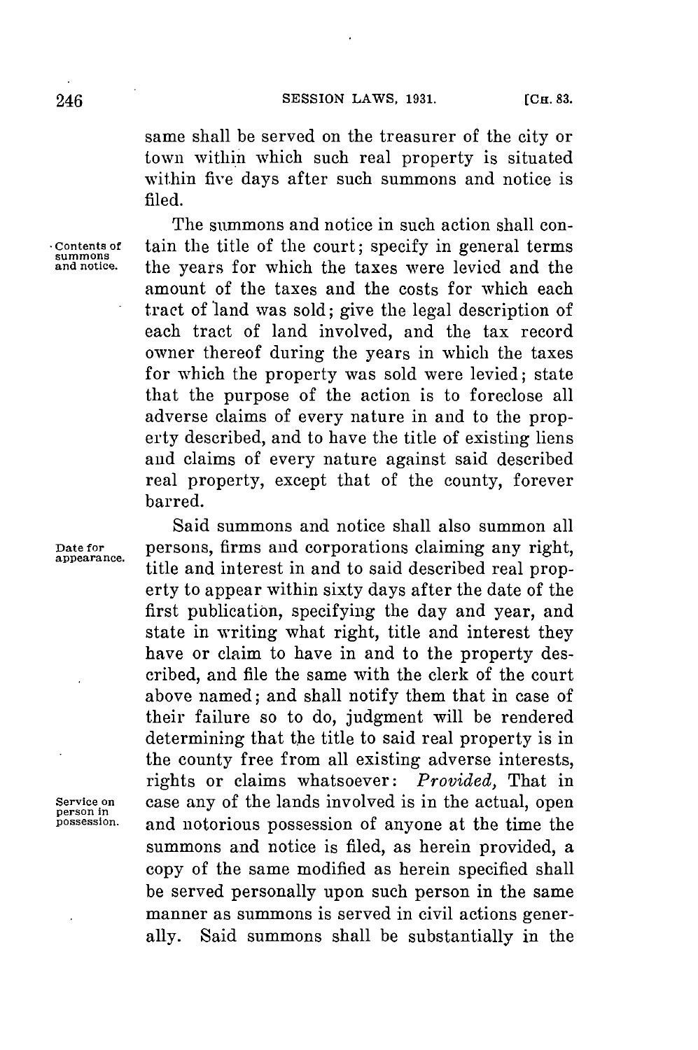same shall be served on the treasurer of the city or town within which such real property is situated within five days after such summons and notice is filed.

Contents of summons and notice. The summons and notice in such action shall contain the title of the court; specify in general terms the years for which the taxes were levied and the amount of the taxes and the costs for which each tract of land was sold; give the legal description of each tract of land involved, and the tax record owner thereof during the years in which the taxes for which the property was sold were levied; state that the purpose of the action is to foreclose all adverse claims of every nature in and to the property described, and to have the title of existing liens and claims of every nature against said described real property, except that of the county, forever barred.

Date for appearance. Said summons and notice shall also summon all persons, firms and corporations claiming any right, title and interest in and to said described real property to appear within sixty days after the date of the first publication, specifying the day and year, and state in writing what right, title and interest they have or claim to have in and to the property described, and file the same with the clerk of the court above named; and shall notify them that in case of their failure so to do, judgment will be rendered determining that the title to said real property is in the county free from all existing adverse interests, rights or claims whatsoever: *Provided,* That in case any of the lands involved is in the actual, open and notorious possession of anyone at the time the summons and notice is filed, as herein provided, a copy of the same modified as herein specified shall be served personally upon such person in the same manner as summons is served in civil actions generally. Said summons shall be substantially in the

Service on person in possession.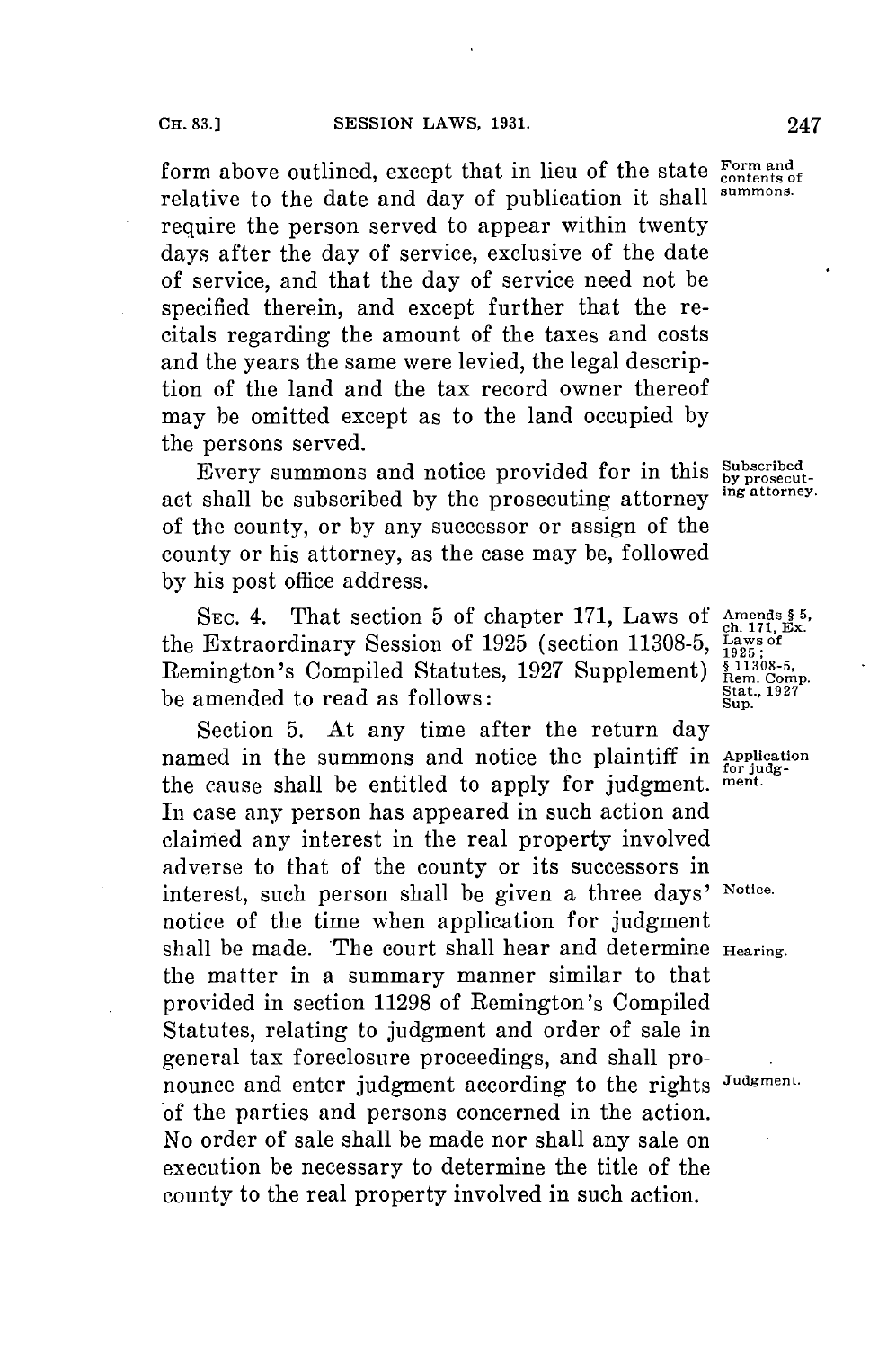form above outlined, except that in lieu of the state relative to the date and day of publication it shall require the person served to appear within twenty days after the day of service, exclusive of the date of service, and that the day of service need not be specified therein, and except further that the recitals regarding the amount of the taxes and costs and the years the same were levied, the legal description of the land and the tax record owner thereof may be omitted except as to the land occupied by the persons served.

Form and contents of summons.

Every summons and notice provided for in this act shall be subscribed by the prosecuting attorney of the county, or by any successor or assign of the county or his attorney, as the case may be, followed by his post office address.

Subscribed by prosecuting attorney.

SEC. 4. That section 5 of chapter 171, Laws of the Extraordinary Session of 1925 (section 11308-5, Remington's Compiled Statutes, 1927 Supplement) be amended to read as follows:

Amends § 5, ch. 171, Ex. Laws of 1925; § 11308-5, Rem. Comp. Stat., 1927 Sup.

Section 5. At any time after the return day named in the summons and notice the plaintiff in the cause shall be entitled to apply for judgment. In case any person has appeared in such action and claimed any interest in the real property involved adverse to that of the county or its successors in interest, such person shall be given a three days' notice of the time when application for judgment shall be made. The court shall hear and determine the matter in a summary manner similar to that provided in section 11298 of Remington's Compiled Statutes, relating to judgment and order of sale in general tax foreclosure proceedings, and shall pronounce and enter judgment according to the rights of the parties and persons concerned in the action. No order of sale shall be made nor shall any sale on execution be necessary to determine the title of the county to the real property involved in such action.

Application for judgment.

Notice.

Hearing.

Judgment.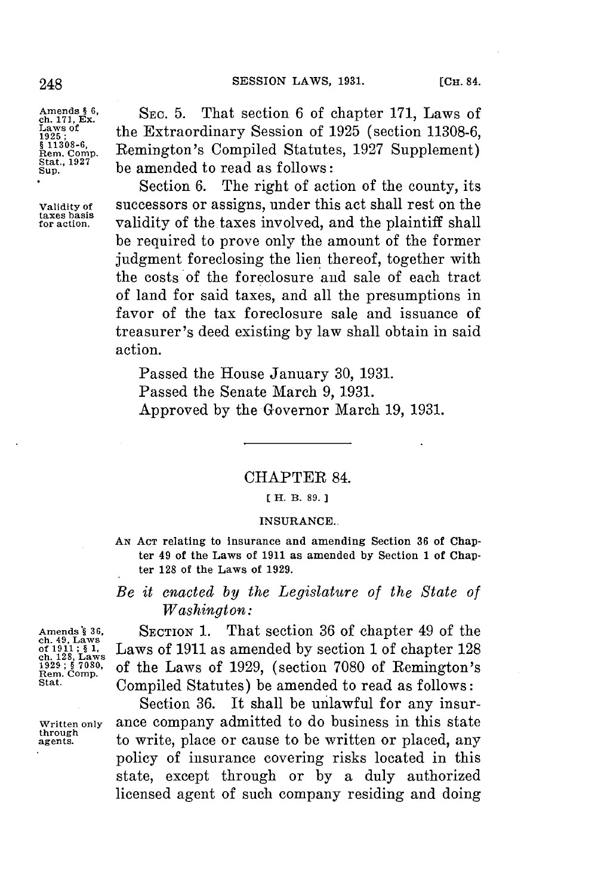Amends § 6, ch. 171, Ex. Laws of 1925; § 11308-6, Rem. Comp. Stat., 1927 Sup.

SEC. 5. That section 6 of chapter 171, Laws of the Extraordinary Session of 1925 (section 11308-6, Remington's Compiled Statutes, 1927 Supplement) be amended to read as follows:

Validity of taxes basis for action.

Section 6. The right of action of the county, its successors or assigns, under this act shall rest on the validity of the taxes involved, and the plaintiff shall be required to prove only the amount of the former judgment foreclosing the lien thereof, together with the costs of the foreclosure and sale of each tract of land for said taxes, and all the presumptions in favor of the tax foreclosure sale and issuance of treasurer's deed existing by law shall obtain in said action.

Passed the House January 30, 1931.
Passed the Senate March 9, 1931.
Approved by the Governor March 19, 1931.

---

## CHAPTER 84.

[H. B. 89.]

### INSURANCE.

AN ACT relating to insurance and amending Section 36 of Chapter 49 of the Laws of 1911 as amended by Section 1 of Chapter 128 of the Laws of 1929.

*Be it enacted by the Legislature of the State of Washington:*

Amends § 36, ch. 49, Laws of 1911; § 1, ch. 128, Laws 1929; § 7080, Rem. Comp. Stat.

SECTION 1. That section 36 of chapter 49 of the Laws of 1911 as amended by section 1 of chapter 128 of the Laws of 1929, (section 7080 of Remington's Compiled Statutes) be amended to read as follows:

Written only through agents.

Section 36. It shall be unlawful for any insurance company admitted to do business in this state to write, place or cause to be written or placed, any policy of insurance covering risks located in this state, except through or by a duly authorized licensed agent of such company residing and doing